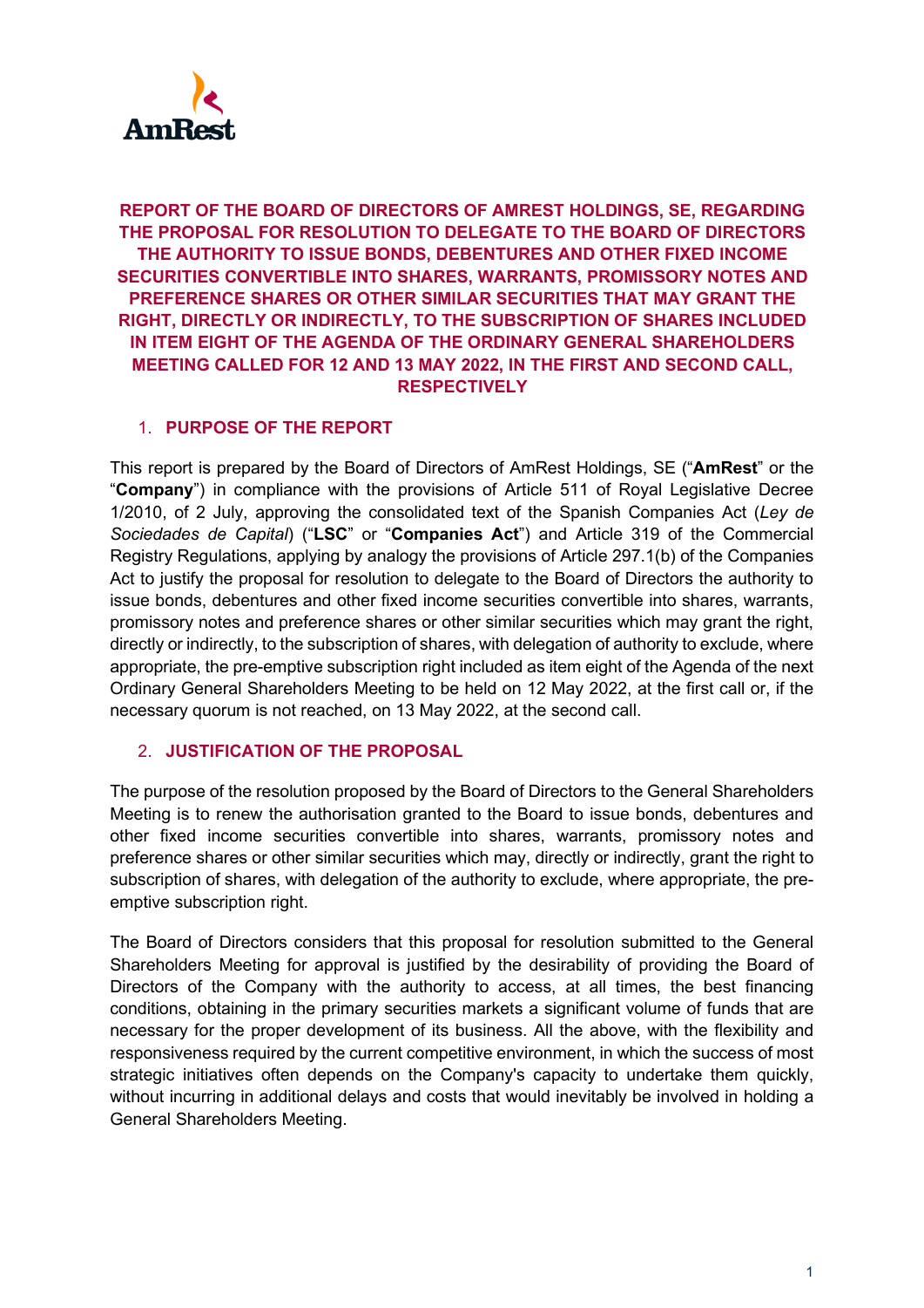# REPORT OF THE BOARD OF DIRECTORS OF AMREST HOLDINGS, SE, REGARDING THE PROPOSAL FOR RESOLUTION TO DELEGATE TO THE BOARD OF DIRECTORS THE AUTHORITY TO ISSUE BONDS, DEBENTURES AND OTHER FIXED INCOME SECURITIES CONVERTIBLE INTO SHARES, WARRANTS, PROMISSORY NOTES AND PREFERENCE SHARES OR OTHER SIMILAR SECURITIES THAT MAY GRANT THE RIGHT, DIRECTLY OR INDIRECTLY, TO THE SUBSCRIPTION OF SHARES INCLUDED IN ITEM EIGHT OF THE AGENDA OF THE ORDINARY GENERAL SHAREHOLDERS MEETING CALLED FOR 12 AND 13 MAY 2022, IN THE FIRST AND SECOND CALL, RESPECTIVELY

## 1. PURPOSE OF THE REPORT

This report is prepared by the Board of Directors of AmRest Holdings, SE ("**AmRest**" or the "**Company**") in compliance with the provisions of Article 511 of Royal Legislative Decree 1/2010, of 2 July, approving the consolidated text of the Spanish Companies Act (*Ley de Sociedades de Capital*) ("**LSC**" or "**Companies Act**") and Article 319 of the Commercial Registry Regulations, applying by analogy the provisions of Article 297.1(b) of the Companies Act to justify the proposal for resolution to delegate to the Board of Directors the authority to issue bonds, debentures and other fixed income securities convertible into shares, warrants, promissory notes and preference shares or other similar securities which may grant the right, directly or indirectly, to the subscription of shares, with delegation of authority to exclude, where appropriate, the pre-emptive subscription right included as item eight of the Agenda of the next Ordinary General Shareholders Meeting to be held on 12 May 2022, at the first call or, if the necessary quorum is not reached, on 13 May 2022, at the second call.

## 2. JUSTIFICATION OF THE PROPOSAL

The purpose of the resolution proposed by the Board of Directors to the General Shareholders Meeting is to renew the authorisation granted to the Board to issue bonds, debentures and other fixed income securities convertible into shares, warrants, promissory notes and preference shares or other similar securities which may, directly or indirectly, grant the right to subscription of shares, with delegation of the authority to exclude, where appropriate, the pre-emptive subscription right.

The Board of Directors considers that this proposal for resolution submitted to the General Shareholders Meeting for approval is justified by the desirability of providing the Board of Directors of the Company with the authority to access, at all times, the best financing conditions, obtaining in the primary securities markets a significant volume of funds that are necessary for the proper development of its business. All the above, with the flexibility and responsiveness required by the current competitive environment, in which the success of most strategic initiatives often depends on the Company's capacity to undertake them quickly, without incurring in additional delays and costs that would inevitably be involved in holding a General Shareholders Meeting.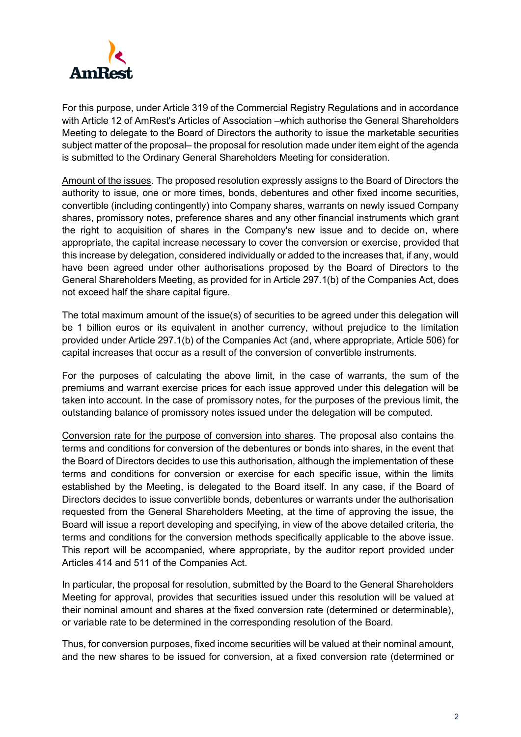For this purpose, under Article 319 of the Commercial Registry Regulations and in accordance with Article 12 of AmRest's Articles of Association –which authorise the General Shareholders Meeting to delegate to the Board of Directors the authority to issue the marketable securities subject matter of the proposal– the proposal for resolution made under item eight of the agenda is submitted to the Ordinary General Shareholders Meeting for consideration.

Amount of the issues. The proposed resolution expressly assigns to the Board of Directors the authority to issue, one or more times, bonds, debentures and other fixed income securities, convertible (including contingently) into Company shares, warrants on newly issued Company shares, promissory notes, preference shares and any other financial instruments which grant the right to acquisition of shares in the Company's new issue and to decide on, where appropriate, the capital increase necessary to cover the conversion or exercise, provided that this increase by delegation, considered individually or added to the increases that, if any, would have been agreed under other authorisations proposed by the Board of Directors to the General Shareholders Meeting, as provided for in Article 297.1(b) of the Companies Act, does not exceed half the share capital figure.

The total maximum amount of the issue(s) of securities to be agreed under this delegation will be 1 billion euros or its equivalent in another currency, without prejudice to the limitation provided under Article 297.1(b) of the Companies Act (and, where appropriate, Article 506) for capital increases that occur as a result of the conversion of convertible instruments.

For the purposes of calculating the above limit, in the case of warrants, the sum of the premiums and warrant exercise prices for each issue approved under this delegation will be taken into account. In the case of promissory notes, for the purposes of the previous limit, the outstanding balance of promissory notes issued under the delegation will be computed.

Conversion rate for the purpose of conversion into shares. The proposal also contains the terms and conditions for conversion of the debentures or bonds into shares, in the event that the Board of Directors decides to use this authorisation, although the implementation of these terms and conditions for conversion or exercise for each specific issue, within the limits established by the Meeting, is delegated to the Board itself. In any case, if the Board of Directors decides to issue convertible bonds, debentures or warrants under the authorisation requested from the General Shareholders Meeting, at the time of approving the issue, the Board will issue a report developing and specifying, in view of the above detailed criteria, the terms and conditions for the conversion methods specifically applicable to the above issue. This report will be accompanied, where appropriate, by the auditor report provided under Articles 414 and 511 of the Companies Act.

In particular, the proposal for resolution, submitted by the Board to the General Shareholders Meeting for approval, provides that securities issued under this resolution will be valued at their nominal amount and shares at the fixed conversion rate (determined or determinable), or variable rate to be determined in the corresponding resolution of the Board.

Thus, for conversion purposes, fixed income securities will be valued at their nominal amount, and the new shares to be issued for conversion, at a fixed conversion rate (determined or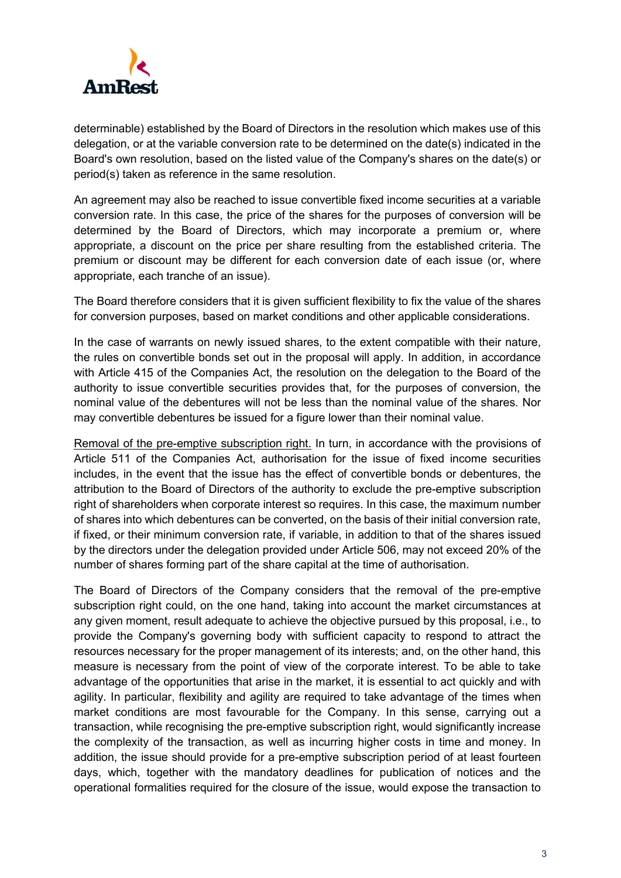determinable) established by the Board of Directors in the resolution which makes use of this delegation, or at the variable conversion rate to be determined on the date(s) indicated in the Board's own resolution, based on the listed value of the Company's shares on the date(s) or period(s) taken as reference in the same resolution.

An agreement may also be reached to issue convertible fixed income securities at a variable conversion rate. In this case, the price of the shares for the purposes of conversion will be determined by the Board of Directors, which may incorporate a premium or, where appropriate, a discount on the price per share resulting from the established criteria. The premium or discount may be different for each conversion date of each issue (or, where appropriate, each tranche of an issue).

The Board therefore considers that it is given sufficient flexibility to fix the value of the shares for conversion purposes, based on market conditions and other applicable considerations.

In the case of warrants on newly issued shares, to the extent compatible with their nature, the rules on convertible bonds set out in the proposal will apply. In addition, in accordance with Article 415 of the Companies Act, the resolution on the delegation to the Board of the authority to issue convertible securities provides that, for the purposes of conversion, the nominal value of the debentures will not be less than the nominal value of the shares. Nor may convertible debentures be issued for a figure lower than their nominal value.

Removal of the pre-emptive subscription right. In turn, in accordance with the provisions of Article 511 of the Companies Act, authorisation for the issue of fixed income securities includes, in the event that the issue has the effect of convertible bonds or debentures, the attribution to the Board of Directors of the authority to exclude the pre-emptive subscription right of shareholders when corporate interest so requires. In this case, the maximum number of shares into which debentures can be converted, on the basis of their initial conversion rate, if fixed, or their minimum conversion rate, if variable, in addition to that of the shares issued by the directors under the delegation provided under Article 506, may not exceed 20% of the number of shares forming part of the share capital at the time of authorisation.

The Board of Directors of the Company considers that the removal of the pre-emptive subscription right could, on the one hand, taking into account the market circumstances at any given moment, result adequate to achieve the objective pursued by this proposal, i.e., to provide the Company's governing body with sufficient capacity to respond to attract the resources necessary for the proper management of its interests; and, on the other hand, this measure is necessary from the point of view of the corporate interest. To be able to take advantage of the opportunities that arise in the market, it is essential to act quickly and with agility. In particular, flexibility and agility are required to take advantage of the times when market conditions are most favourable for the Company. In this sense, carrying out a transaction, while recognising the pre-emptive subscription right, would significantly increase the complexity of the transaction, as well as incurring higher costs in time and money. In addition, the issue should provide for a pre-emptive subscription period of at least fourteen days, which, together with the mandatory deadlines for publication of notices and the operational formalities required for the closure of the issue, would expose the transaction to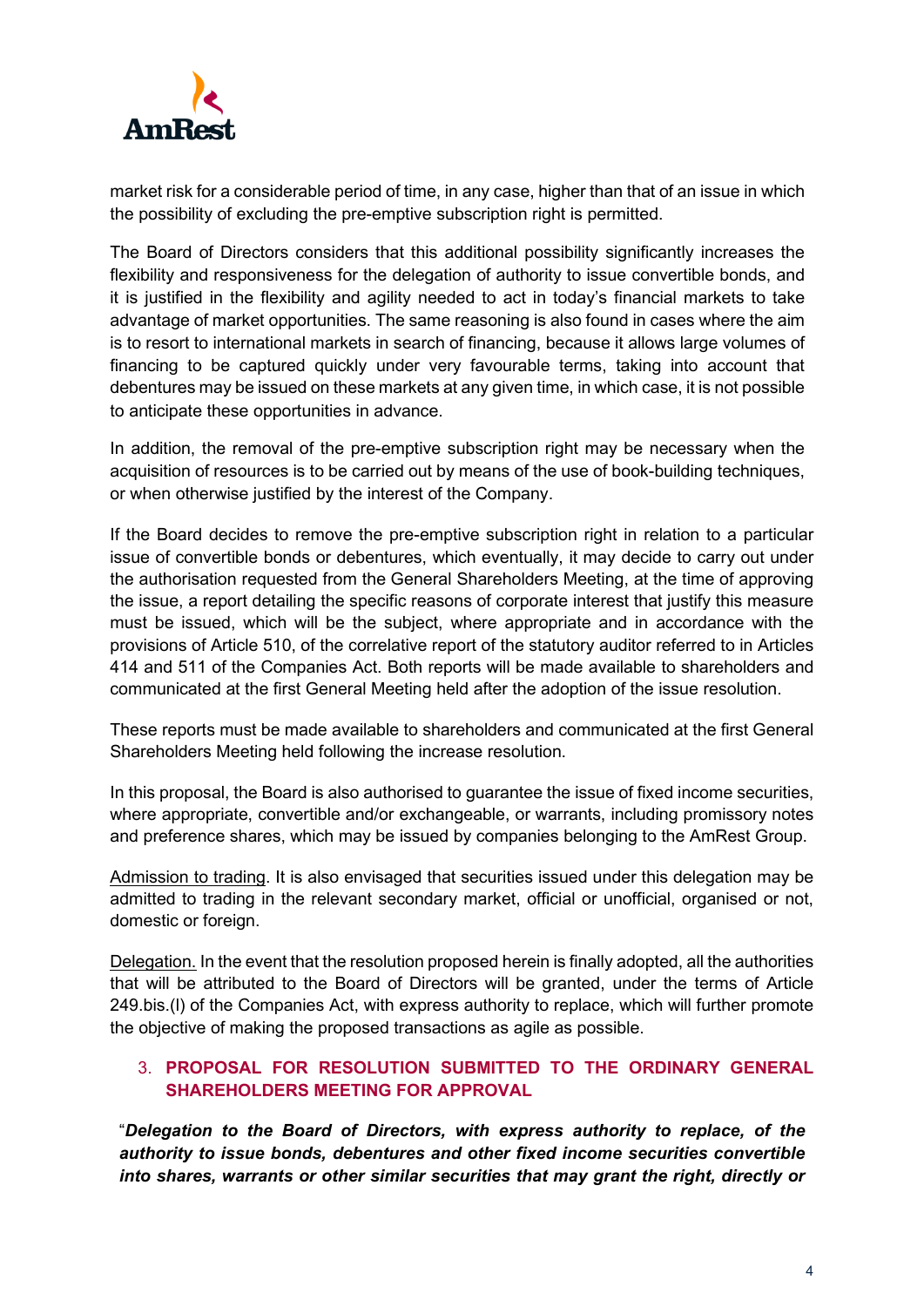market risk for a considerable period of time, in any case, higher than that of an issue in which the possibility of excluding the pre-emptive subscription right is permitted.

The Board of Directors considers that this additional possibility significantly increases the flexibility and responsiveness for the delegation of authority to issue convertible bonds, and it is justified in the flexibility and agility needed to act in today's financial markets to take advantage of market opportunities. The same reasoning is also found in cases where the aim is to resort to international markets in search of financing, because it allows large volumes of financing to be captured quickly under very favourable terms, taking into account that debentures may be issued on these markets at any given time, in which case, it is not possible to anticipate these opportunities in advance.

In addition, the removal of the pre-emptive subscription right may be necessary when the acquisition of resources is to be carried out by means of the use of book-building techniques, or when otherwise justified by the interest of the Company.

If the Board decides to remove the pre-emptive subscription right in relation to a particular issue of convertible bonds or debentures, which eventually, it may decide to carry out under the authorisation requested from the General Shareholders Meeting, at the time of approving the issue, a report detailing the specific reasons of corporate interest that justify this measure must be issued, which will be the subject, where appropriate and in accordance with the provisions of Article 510, of the correlative report of the statutory auditor referred to in Articles 414 and 511 of the Companies Act. Both reports will be made available to shareholders and communicated at the first General Meeting held after the adoption of the issue resolution.

These reports must be made available to shareholders and communicated at the first General Shareholders Meeting held following the increase resolution.

In this proposal, the Board is also authorised to guarantee the issue of fixed income securities, where appropriate, convertible and/or exchangeable, or warrants, including promissory notes and preference shares, which may be issued by companies belonging to the AmRest Group.

Admission to trading. It is also envisaged that securities issued under this delegation may be admitted to trading in the relevant secondary market, official or unofficial, organised or not, domestic or foreign.

Delegation. In the event that the resolution proposed herein is finally adopted, all the authorities that will be attributed to the Board of Directors will be granted, under the terms of Article 249.bis.(l) of the Companies Act, with express authority to replace, which will further promote the objective of making the proposed transactions as agile as possible.

## 3. PROPOSAL FOR RESOLUTION SUBMITTED TO THE ORDINARY GENERAL SHAREHOLDERS MEETING FOR APPROVAL

"***Delegation to the Board of Directors, with express authority to replace, of the authority to issue bonds, debentures and other fixed income securities convertible into shares, warrants or other similar securities that may grant the right, directly or***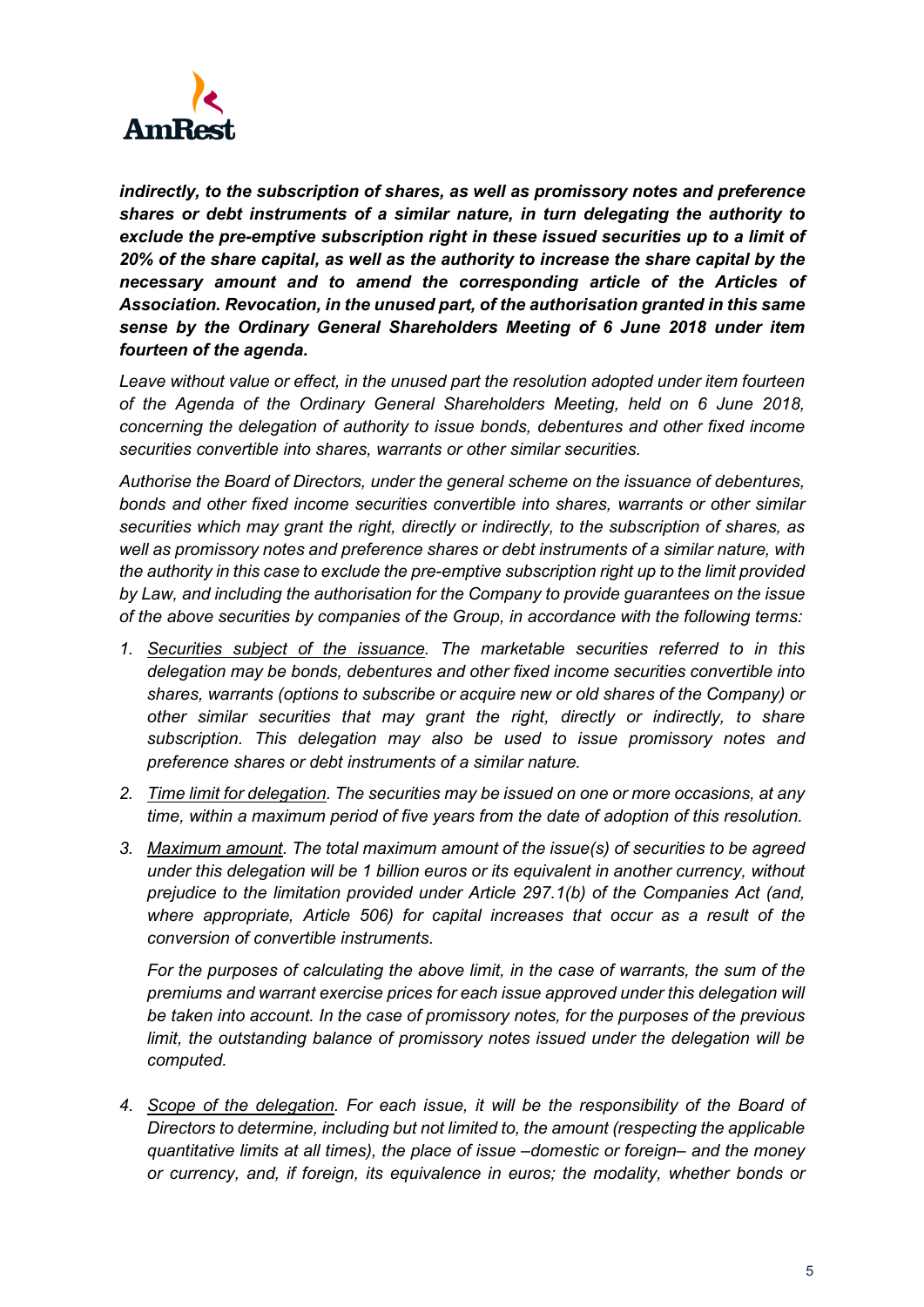***indirectly, to the subscription of shares, as well as promissory notes and preference shares or debt instruments of a similar nature, in turn delegating the authority to exclude the pre-emptive subscription right in these issued securities up to a limit of 20% of the share capital, as well as the authority to increase the share capital by the necessary amount and to amend the corresponding article of the Articles of Association. Revocation, in the unused part, of the authorisation granted in this same sense by the Ordinary General Shareholders Meeting of 6 June 2018 under item fourteen of the agenda.***

*Leave without value or effect, in the unused part the resolution adopted under item fourteen of the Agenda of the Ordinary General Shareholders Meeting, held on 6 June 2018, concerning the delegation of authority to issue bonds, debentures and other fixed income securities convertible into shares, warrants or other similar securities.*

*Authorise the Board of Directors, under the general scheme on the issuance of debentures, bonds and other fixed income securities convertible into shares, warrants or other similar securities which may grant the right, directly or indirectly, to the subscription of shares, as well as promissory notes and preference shares or debt instruments of a similar nature, with the authority in this case to exclude the pre-emptive subscription right up to the limit provided by Law, and including the authorisation for the Company to provide guarantees on the issue of the above securities by companies of the Group, in accordance with the following terms:*

1. *Securities subject of the issuance. The marketable securities referred to in this delegation may be bonds, debentures and other fixed income securities convertible into shares, warrants (options to subscribe or acquire new or old shares of the Company) or other similar securities that may grant the right, directly or indirectly, to share subscription. This delegation may also be used to issue promissory notes and preference shares or debt instruments of a similar nature.*
2. *Time limit for delegation. The securities may be issued on one or more occasions, at any time, within a maximum period of five years from the date of adoption of this resolution.*
3. *Maximum amount. The total maximum amount of the issue(s) of securities to be agreed under this delegation will be 1 billion euros or its equivalent in another currency, without prejudice to the limitation provided under Article 297.1(b) of the Companies Act (and, where appropriate, Article 506) for capital increases that occur as a result of the conversion of convertible instruments.*

   *For the purposes of calculating the above limit, in the case of warrants, the sum of the premiums and warrant exercise prices for each issue approved under this delegation will be taken into account. In the case of promissory notes, for the purposes of the previous limit, the outstanding balance of promissory notes issued under the delegation will be computed.*

4. *Scope of the delegation. For each issue, it will be the responsibility of the Board of Directors to determine, including but not limited to, the amount (respecting the applicable quantitative limits at all times), the place of issue –domestic or foreign– and the money or currency, and, if foreign, its equivalence in euros; the modality, whether bonds or*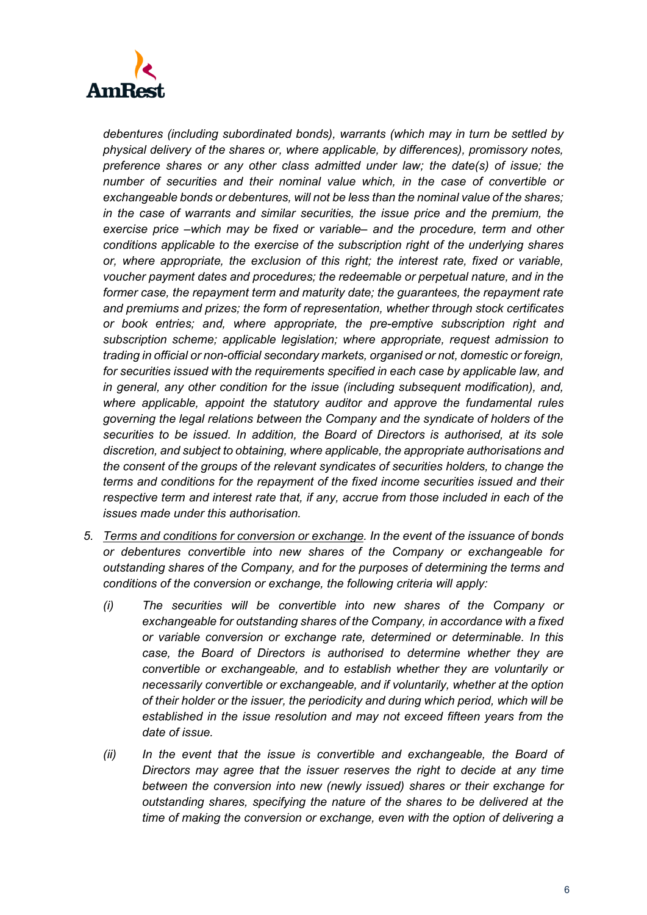*debentures (including subordinated bonds), warrants (which may in turn be settled by physical delivery of the shares or, where applicable, by differences), promissory notes, preference shares or any other class admitted under law; the date(s) of issue; the number of securities and their nominal value which, in the case of convertible or exchangeable bonds or debentures, will not be less than the nominal value of the shares; in the case of warrants and similar securities, the issue price and the premium, the exercise price –which may be fixed or variable– and the procedure, term and other conditions applicable to the exercise of the subscription right of the underlying shares or, where appropriate, the exclusion of this right; the interest rate, fixed or variable, voucher payment dates and procedures; the redeemable or perpetual nature, and in the former case, the repayment term and maturity date; the guarantees, the repayment rate and premiums and prizes; the form of representation, whether through stock certificates or book entries; and, where appropriate, the pre-emptive subscription right and subscription scheme; applicable legislation; where appropriate, request admission to trading in official or non-official secondary markets, organised or not, domestic or foreign, for securities issued with the requirements specified in each case by applicable law, and in general, any other condition for the issue (including subsequent modification), and, where applicable, appoint the statutory auditor and approve the fundamental rules governing the legal relations between the Company and the syndicate of holders of the securities to be issued. In addition, the Board of Directors is authorised, at its sole discretion, and subject to obtaining, where applicable, the appropriate authorisations and the consent of the groups of the relevant syndicates of securities holders, to change the terms and conditions for the repayment of the fixed income securities issued and their respective term and interest rate that, if any, accrue from those included in each of the issues made under this authorisation.*

5. *<u>Terms and conditions for conversion or exchange</u>. In the event of the issuance of bonds or debentures convertible into new shares of the Company or exchangeable for outstanding shares of the Company, and for the purposes of determining the terms and conditions of the conversion or exchange, the following criteria will apply:*

   *(i) The securities will be convertible into new shares of the Company or exchangeable for outstanding shares of the Company, in accordance with a fixed or variable conversion or exchange rate, determined or determinable. In this case, the Board of Directors is authorised to determine whether they are convertible or exchangeable, and to establish whether they are voluntarily or necessarily convertible or exchangeable, and if voluntarily, whether at the option of their holder or the issuer, the periodicity and during which period, which will be established in the issue resolution and may not exceed fifteen years from the date of issue.*

   *(ii) In the event that the issue is convertible and exchangeable, the Board of Directors may agree that the issuer reserves the right to decide at any time between the conversion into new (newly issued) shares or their exchange for outstanding shares, specifying the nature of the shares to be delivered at the time of making the conversion or exchange, even with the option of delivering a*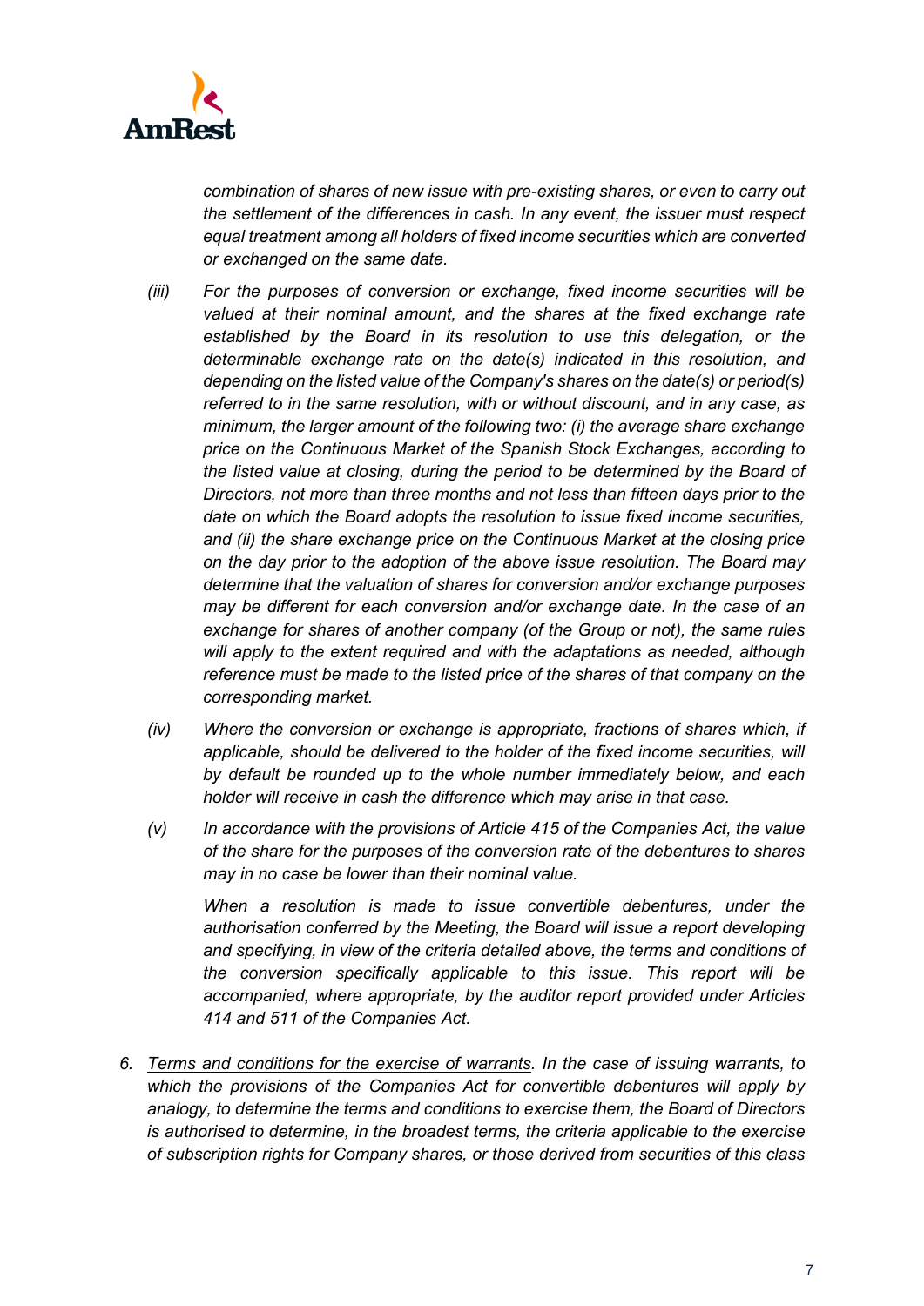*combination of shares of new issue with pre-existing shares, or even to carry out the settlement of the differences in cash. In any event, the issuer must respect equal treatment among all holders of fixed income securities which are converted or exchanged on the same date.*

*(iii) For the purposes of conversion or exchange, fixed income securities will be valued at their nominal amount, and the shares at the fixed exchange rate established by the Board in its resolution to use this delegation, or the determinable exchange rate on the date(s) indicated in this resolution, and depending on the listed value of the Company's shares on the date(s) or period(s) referred to in the same resolution, with or without discount, and in any case, as minimum, the larger amount of the following two: (i) the average share exchange price on the Continuous Market of the Spanish Stock Exchanges, according to the listed value at closing, during the period to be determined by the Board of Directors, not more than three months and not less than fifteen days prior to the date on which the Board adopts the resolution to issue fixed income securities, and (ii) the share exchange price on the Continuous Market at the closing price on the day prior to the adoption of the above issue resolution. The Board may determine that the valuation of shares for conversion and/or exchange purposes may be different for each conversion and/or exchange date. In the case of an exchange for shares of another company (of the Group or not), the same rules will apply to the extent required and with the adaptations as needed, although reference must be made to the listed price of the shares of that company on the corresponding market.*

*(iv) Where the conversion or exchange is appropriate, fractions of shares which, if applicable, should be delivered to the holder of the fixed income securities, will by default be rounded up to the whole number immediately below, and each holder will receive in cash the difference which may arise in that case.*

*(v) In accordance with the provisions of Article 415 of the Companies Act, the value of the share for the purposes of the conversion rate of the debentures to shares may in no case be lower than their nominal value.*

*When a resolution is made to issue convertible debentures, under the authorisation conferred by the Meeting, the Board will issue a report developing and specifying, in view of the criteria detailed above, the terms and conditions of the conversion specifically applicable to this issue. This report will be accompanied, where appropriate, by the auditor report provided under Articles 414 and 511 of the Companies Act.*

6. *Terms and conditions for the exercise of warrants. In the case of issuing warrants, to which the provisions of the Companies Act for convertible debentures will apply by analogy, to determine the terms and conditions to exercise them, the Board of Directors is authorised to determine, in the broadest terms, the criteria applicable to the exercise of subscription rights for Company shares, or those derived from securities of this class*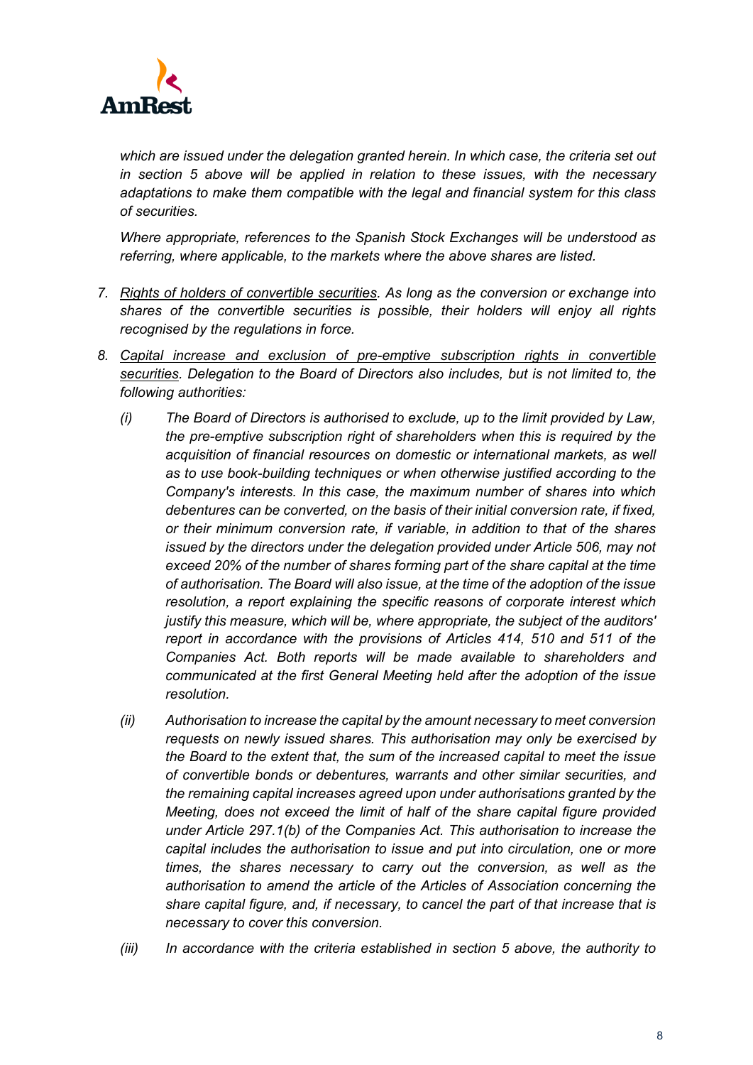*which are issued under the delegation granted herein. In which case, the criteria set out in section 5 above will be applied in relation to these issues, with the necessary adaptations to make them compatible with the legal and financial system for this class of securities.*

*Where appropriate, references to the Spanish Stock Exchanges will be understood as referring, where applicable, to the markets where the above shares are listed.*

7. *Rights of holders of convertible securities. As long as the conversion or exchange into shares of the convertible securities is possible, their holders will enjoy all rights recognised by the regulations in force.*

8. *Capital increase and exclusion of pre-emptive subscription rights in convertible securities. Delegation to the Board of Directors also includes, but is not limited to, the following authorities:*

   *(i) The Board of Directors is authorised to exclude, up to the limit provided by Law, the pre-emptive subscription right of shareholders when this is required by the acquisition of financial resources on domestic or international markets, as well as to use book-building techniques or when otherwise justified according to the Company's interests. In this case, the maximum number of shares into which debentures can be converted, on the basis of their initial conversion rate, if fixed, or their minimum conversion rate, if variable, in addition to that of the shares issued by the directors under the delegation provided under Article 506, may not exceed 20% of the number of shares forming part of the share capital at the time of authorisation. The Board will also issue, at the time of the adoption of the issue resolution, a report explaining the specific reasons of corporate interest which justify this measure, which will be, where appropriate, the subject of the auditors' report in accordance with the provisions of Articles 414, 510 and 511 of the Companies Act. Both reports will be made available to shareholders and communicated at the first General Meeting held after the adoption of the issue resolution.*

   *(ii) Authorisation to increase the capital by the amount necessary to meet conversion requests on newly issued shares. This authorisation may only be exercised by the Board to the extent that, the sum of the increased capital to meet the issue of convertible bonds or debentures, warrants and other similar securities, and the remaining capital increases agreed upon under authorisations granted by the Meeting, does not exceed the limit of half of the share capital figure provided under Article 297.1(b) of the Companies Act. This authorisation to increase the capital includes the authorisation to issue and put into circulation, one or more times, the shares necessary to carry out the conversion, as well as the authorisation to amend the article of the Articles of Association concerning the share capital figure, and, if necessary, to cancel the part of that increase that is necessary to cover this conversion.*

   *(iii) In accordance with the criteria established in section 5 above, the authority to*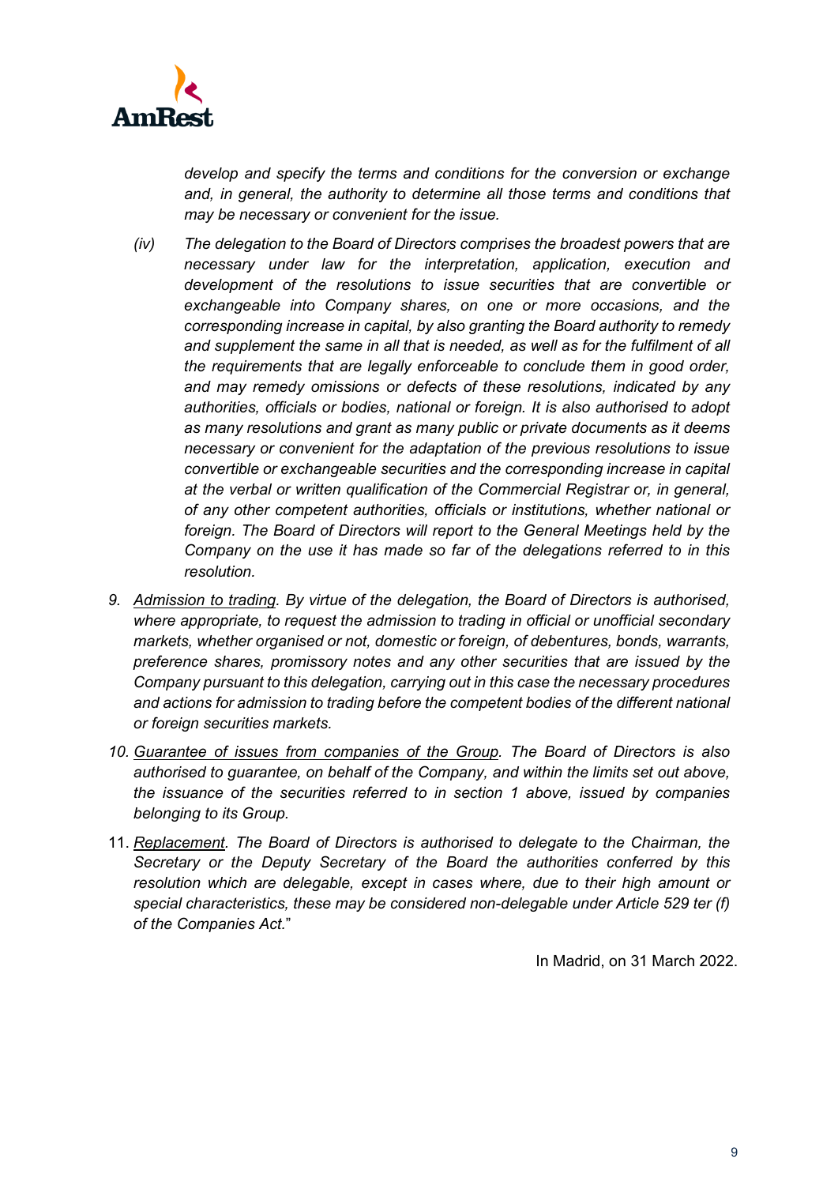*develop and specify the terms and conditions for the conversion or exchange and, in general, the authority to determine all those terms and conditions that may be necessary or convenient for the issue.*

*(iv) The delegation to the Board of Directors comprises the broadest powers that are necessary under law for the interpretation, application, execution and development of the resolutions to issue securities that are convertible or exchangeable into Company shares, on one or more occasions, and the corresponding increase in capital, by also granting the Board authority to remedy and supplement the same in all that is needed, as well as for the fulfilment of all the requirements that are legally enforceable to conclude them in good order, and may remedy omissions or defects of these resolutions, indicated by any authorities, officials or bodies, national or foreign. It is also authorised to adopt as many resolutions and grant as many public or private documents as it deems necessary or convenient for the adaptation of the previous resolutions to issue convertible or exchangeable securities and the corresponding increase in capital at the verbal or written qualification of the Commercial Registrar or, in general, of any other competent authorities, officials or institutions, whether national or foreign. The Board of Directors will report to the General Meetings held by the Company on the use it has made so far of the delegations referred to in this resolution.*

9. *<u>Admission to trading</u>. By virtue of the delegation, the Board of Directors is authorised, where appropriate, to request the admission to trading in official or unofficial secondary markets, whether organised or not, domestic or foreign, of debentures, bonds, warrants, preference shares, promissory notes and any other securities that are issued by the Company pursuant to this delegation, carrying out in this case the necessary procedures and actions for admission to trading before the competent bodies of the different national or foreign securities markets.*

10. *<u>Guarantee of issues from companies of the Group</u>. The Board of Directors is also authorised to guarantee, on behalf of the Company, and within the limits set out above, the issuance of the securities referred to in section 1 above, issued by companies belonging to its Group.*

11. *<u>Replacement</u>. The Board of Directors is authorised to delegate to the Chairman, the Secretary or the Deputy Secretary of the Board the authorities conferred by this resolution which are delegable, except in cases where, due to their high amount or special characteristics, these may be considered non-delegable under Article 529 ter (f) of the Companies Act.*"

In Madrid, on 31 March 2022.